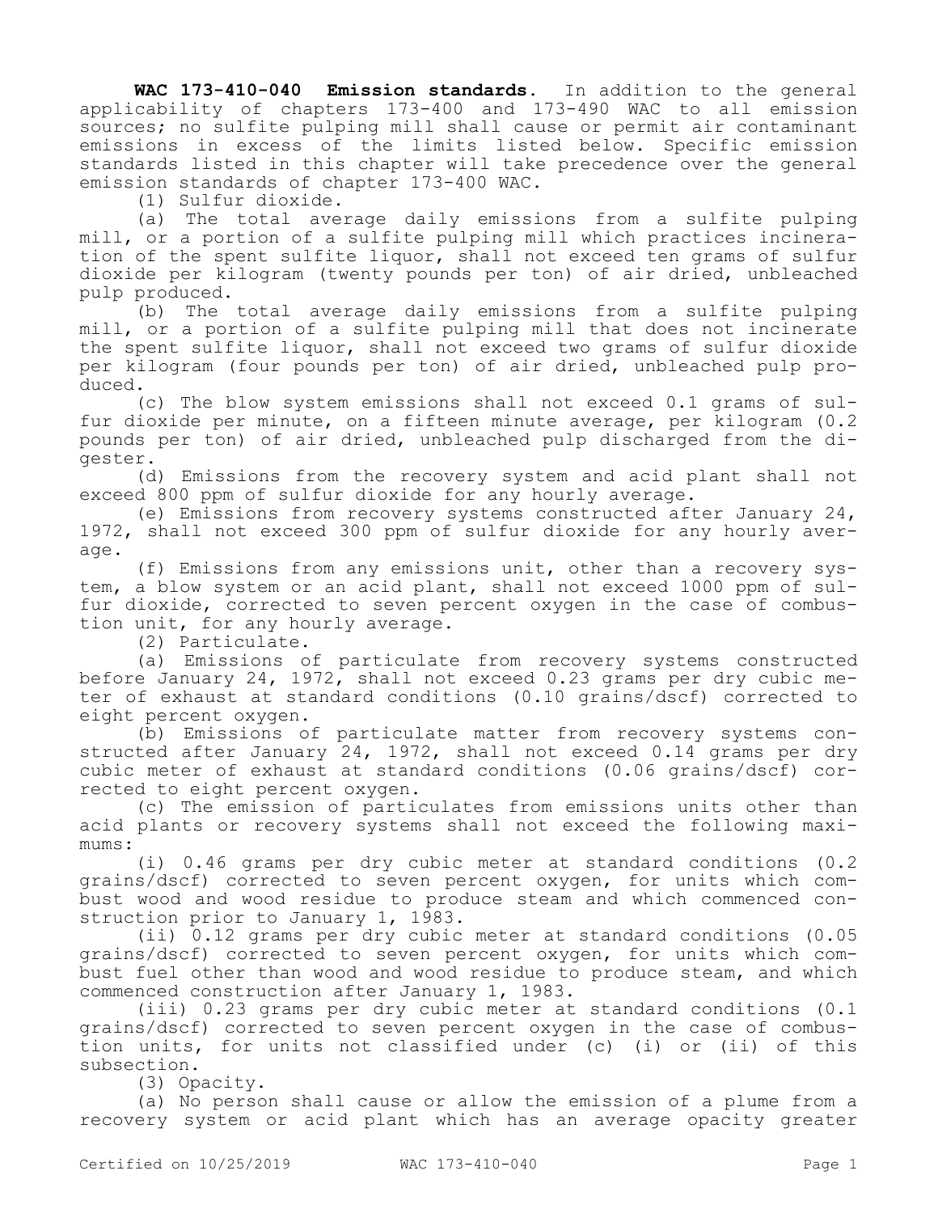**WAC 173-410-040 Emission standards.** In addition to the general applicability of chapters 173-400 and 173-490 WAC to all emission sources; no sulfite pulping mill shall cause or permit air contaminant emissions in excess of the limits listed below. Specific emission standards listed in this chapter will take precedence over the general emission standards of chapter 173-400 WAC.

(1) Sulfur dioxide.

(a) The total average daily emissions from a sulfite pulping mill, or a portion of a sulfite pulping mill which practices incineration of the spent sulfite liquor, shall not exceed ten grams of sulfur dioxide per kilogram (twenty pounds per ton) of air dried, unbleached pulp produced.

(b) The total average daily emissions from a sulfite pulping mill, or a portion of a sulfite pulping mill that does not incinerate the spent sulfite liquor, shall not exceed two grams of sulfur dioxide per kilogram (four pounds per ton) of air dried, unbleached pulp produced.

(c) The blow system emissions shall not exceed 0.1 grams of sulfur dioxide per minute, on a fifteen minute average, per kilogram (0.2 pounds per ton) of air dried, unbleached pulp discharged from the digester.

(d) Emissions from the recovery system and acid plant shall not exceed 800 ppm of sulfur dioxide for any hourly average.

(e) Emissions from recovery systems constructed after January 24, 1972, shall not exceed 300 ppm of sulfur dioxide for any hourly average.

(f) Emissions from any emissions unit, other than a recovery system, a blow system or an acid plant, shall not exceed 1000 ppm of sulfur dioxide, corrected to seven percent oxygen in the case of combustion unit, for any hourly average.

(2) Particulate.

(a) Emissions of particulate from recovery systems constructed before January 24, 1972, shall not exceed 0.23 grams per dry cubic meter of exhaust at standard conditions (0.10 grains/dscf) corrected to eight percent oxygen.

(b) Emissions of particulate matter from recovery systems constructed after January 24, 1972, shall not exceed 0.14 grams per dry cubic meter of exhaust at standard conditions (0.06 grains/dscf) corrected to eight percent oxygen.

(c) The emission of particulates from emissions units other than acid plants or recovery systems shall not exceed the following maximums:

(i) 0.46 grams per dry cubic meter at standard conditions (0.2 grains/dscf) corrected to seven percent oxygen, for units which combust wood and wood residue to produce steam and which commenced construction prior to January 1, 1983.

(ii) 0.12 grams per dry cubic meter at standard conditions (0.05 grains/dscf) corrected to seven percent oxygen, for units which combust fuel other than wood and wood residue to produce steam, and which commenced construction after January 1, 1983.

(iii) 0.23 grams per dry cubic meter at standard conditions (0.1 grains/dscf) corrected to seven percent oxygen in the case of combustion units, for units not classified under (c) (i) or (ii) of this subsection.

(3) Opacity.

(a) No person shall cause or allow the emission of a plume from a recovery system or acid plant which has an average opacity greater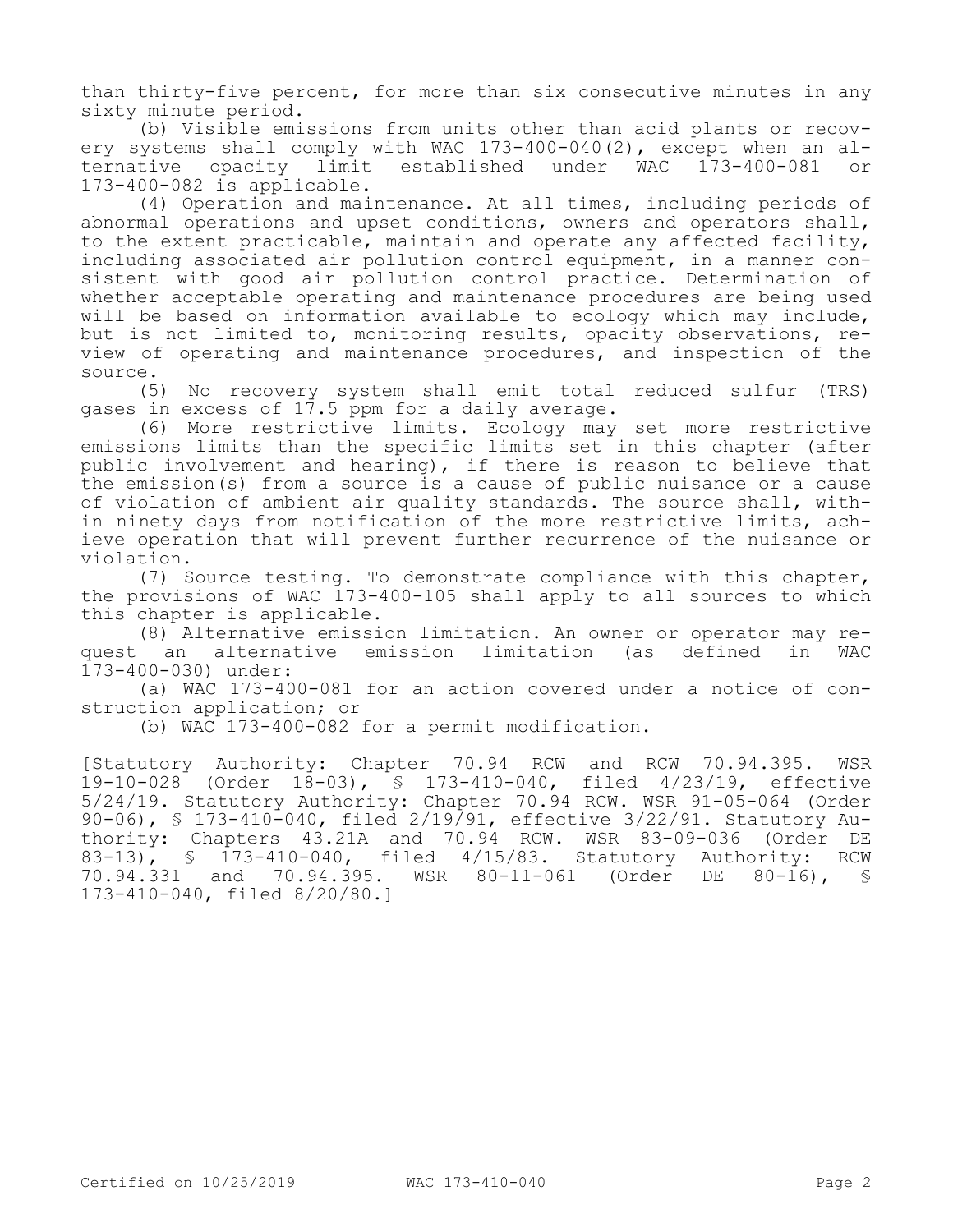than thirty-five percent, for more than six consecutive minutes in any sixty minute period.

(b) Visible emissions from units other than acid plants or recovery systems shall comply with WAC 173-400-040(2), except when an alternative opacity limit established under WAC 173-400-081 or 173-400-082 is applicable.

(4) Operation and maintenance. At all times, including periods of abnormal operations and upset conditions, owners and operators shall, to the extent practicable, maintain and operate any affected facility, including associated air pollution control equipment, in a manner consistent with good air pollution control practice. Determination of whether acceptable operating and maintenance procedures are being used will be based on information available to ecology which may include, but is not limited to, monitoring results, opacity observations, review of operating and maintenance procedures, and inspection of the source.

(5) No recovery system shall emit total reduced sulfur (TRS) gases in excess of 17.5 ppm for a daily average.

(6) More restrictive limits. Ecology may set more restrictive emissions limits than the specific limits set in this chapter (after public involvement and hearing), if there is reason to believe that the emission(s) from a source is a cause of public nuisance or a cause of violation of ambient air quality standards. The source shall, within ninety days from notification of the more restrictive limits, achieve operation that will prevent further recurrence of the nuisance or violation.

(7) Source testing. To demonstrate compliance with this chapter, the provisions of WAC 173-400-105 shall apply to all sources to which this chapter is applicable.

(8) Alternative emission limitation. An owner or operator may request an alternative emission limitation (as defined in WAC 173-400-030) under:

(a) WAC 173-400-081 for an action covered under a notice of construction application; or

(b) WAC 173-400-082 for a permit modification.

[Statutory Authority: Chapter 70.94 RCW and RCW 70.94.395. WSR 19-10-028 (Order 18-03), § 173-410-040, filed 4/23/19, effective 5/24/19. Statutory Authority: Chapter 70.94 RCW. WSR 91-05-064 (Order 90-06), § 173-410-040, filed 2/19/91, effective 3/22/91. Statutory Authority: Chapters 43.21A and 70.94 RCW. WSR 83-09-036 (Order DE 83-13), § 173-410-040, filed 4/15/83. Statutory Authority: RCW 70.94.331 and 70.94.395. WSR 80-11-061 (Order DE 80-16), § 173-410-040, filed 8/20/80.]